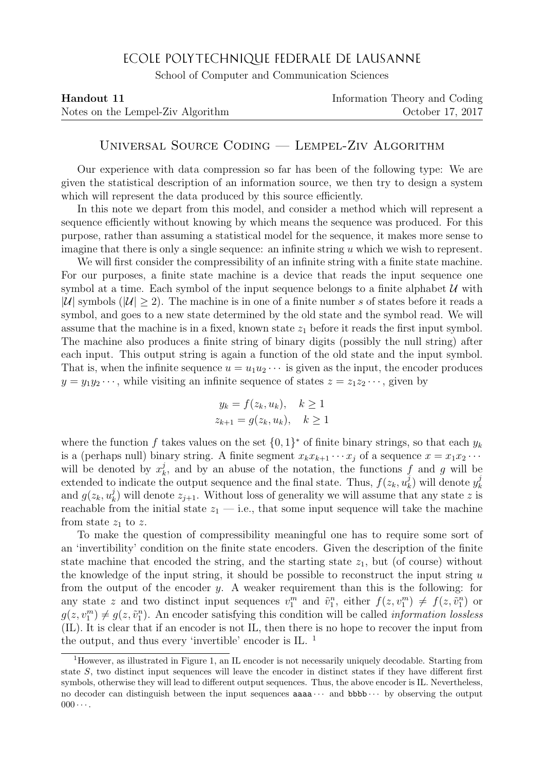# ECOLE POLYTECHNIQUE FEDERALE DE LAUSANNE

School of Computer and Communication Sciences

**Handout 11** Information Theory and Coding
Notes on the Lempel-Ziv Algorithm October 17, 2017

## Universal Source Coding — Lempel-Ziv Algorithm

Our experience with data compression so far has been of the following type: We are given the statistical description of an information source, we then try to design a system which will represent the data produced by this source efficiently.

In this note we depart from this model, and consider a method which will represent a sequence efficiently without knowing by which means the sequence was produced. For this purpose, rather than assuming a statistical model for the sequence, it makes more sense to imagine that there is only a single sequence: an infinite string $u$ which we wish to represent.

We will first consider the compressibility of an infinite string with a finite state machine. For our purposes, a finite state machine is a device that reads the input sequence one symbol at a time. Each symbol of the input sequence belongs to a finite alphabet $\mathcal{U}$ with $|\mathcal{U}|$ symbols ($|\mathcal{U}| \geq 2$). The machine is in one of a finite number $s$ of states before it reads a symbol, and goes to a new state determined by the old state and the symbol read. We will assume that the machine is in a fixed, known state $z_1$ before it reads the first input symbol. The machine also produces a finite string of binary digits (possibly the null string) after each input. This output string is again a function of the old state and the input symbol. That is, when the infinite sequence $u = u_1 u_2 \cdots$ is given as the input, the encoder produces $y = y_1 y_2 \cdots$, while visiting an infinite sequence of states $z = z_1 z_2 \cdots$, given by

$$y_k = f(z_k, u_k), \quad k \geq 1$$
$$z_{k+1} = g(z_k, u_k), \quad k \geq 1$$

where the function $f$ takes values on the set $\{0,1\}^*$ of finite binary strings, so that each $y_k$ is a (perhaps null) binary string. A finite segment $x_k x_{k+1} \cdots x_j$ of a sequence $x = x_1 x_2 \cdots$ will be denoted by $x_k^j$, and by an abuse of the notation, the functions $f$ and $g$ will be extended to indicate the output sequence and the final state. Thus, $f(z_k, u_k^j)$ will denote $y_k^j$ and $g(z_k, u_k^j)$ will denote $z_{j+1}$. Without loss of generality we will assume that any state $z$ is reachable from the initial state $z_1$ — i.e., that some input sequence will take the machine from state $z_1$ to $z$.

To make the question of compressibility meaningful one has to require some sort of an 'invertibility' condition on the finite state encoders. Given the description of the finite state machine that encoded the string, and the starting state $z_1$, but (of course) without the knowledge of the input string, it should be possible to reconstruct the input string $u$ from the output of the encoder $y$. A weaker requirement than this is the following: for any state $z$ and two distinct input sequences $v_1^m$ and $\tilde{v}_1^n$, either $f(z, v_1^m) \neq f(z, \tilde{v}_1^n)$ or $g(z, v_1^m) \neq g(z, \tilde{v}_1^n)$. An encoder satisfying this condition will be called *information lossless* (IL). It is clear that if an encoder is not IL, then there is no hope to recover the input from the output, and thus every 'invertible' encoder is IL. [1]

[1] However, as illustrated in Figure 1, an IL encoder is not necessarily uniquely decodable. Starting from state $S$, two distinct input sequences will leave the encoder in distinct states if they have different first symbols, otherwise they will lead to different output sequences. Thus, the above encoder is IL. Nevertheless, no decoder can distinguish between the input sequences aaaa$\cdots$ and bbbb$\cdots$ by observing the output $000\cdots$.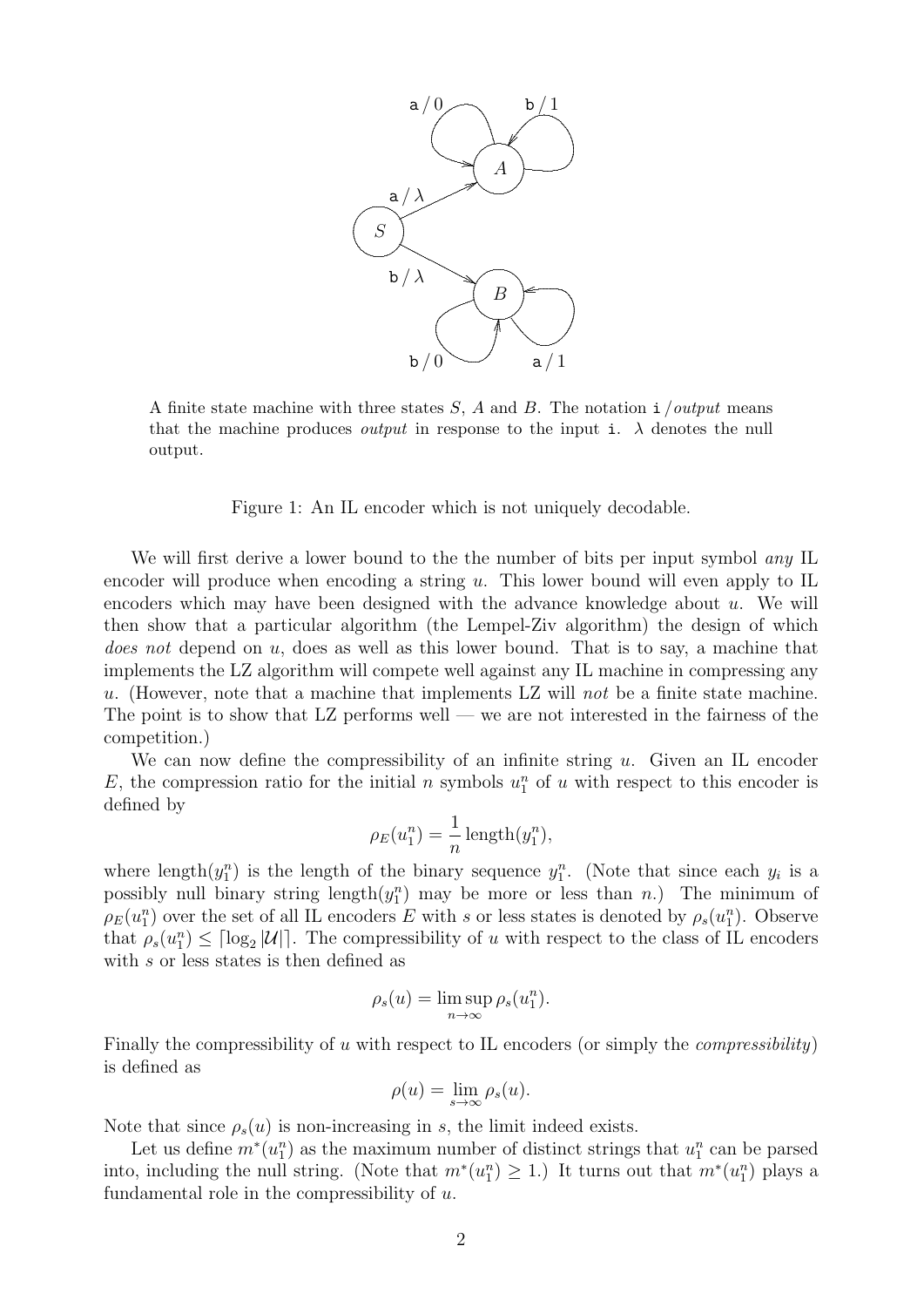A finite state machine with three states $S$, $A$ and $B$. The notation i / *output* means that the machine produces *output* in response to the input i. $\lambda$ denotes the null output.

Figure 1: An IL encoder which is not uniquely decodable.

We will first derive a lower bound to the the number of bits per input symbol *any* IL encoder will produce when encoding a string $u$. This lower bound will even apply to IL encoders which may have been designed with the advance knowledge about $u$. We will then show that a particular algorithm (the Lempel-Ziv algorithm) the design of which *does not* depend on $u$, does as well as this lower bound. That is to say, a machine that implements the LZ algorithm will compete well against any IL machine in compressing any $u$. (However, note that a machine that implements LZ will *not* be a finite state machine. The point is to show that LZ performs well — we are not interested in the fairness of the competition.)

We can now define the compressibility of an infinite string $u$. Given an IL encoder $E$, the compression ratio for the initial $n$ symbols $u_1^n$ of $u$ with respect to this encoder is defined by

$$\rho_E(u_1^n) = \frac{1}{n}\,\text{length}(y_1^n),$$

where $\text{length}(y_1^n)$ is the length of the binary sequence $y_1^n$. (Note that since each $y_i$ is a possibly null binary string $\text{length}(y_1^n)$ may be more or less than $n$.) The minimum of $\rho_E(u_1^n)$ over the set of all IL encoders $E$ with $s$ or less states is denoted by $\rho_s(u_1^n)$. Observe that $\rho_s(u_1^n) \leq \lceil \log_2 |\mathcal{U}| \rceil$. The compressibility of $u$ with respect to the class of IL encoders with $s$ or less states is then defined as

$$\rho_s(u) = \limsup_{n\to\infty} \rho_s(u_1^n).$$

Finally the compressibility of $u$ with respect to IL encoders (or simply the *compressibility*) is defined as

$$\rho(u) = \lim_{s\to\infty} \rho_s(u).$$

Note that since $\rho_s(u)$ is non-increasing in $s$, the limit indeed exists.

Let us define $m^*(u_1^n)$ as the maximum number of distinct strings that $u_1^n$ can be parsed into, including the null string. (Note that $m^*(u_1^n) \geq 1$.) It turns out that $m^*(u_1^n)$ plays a fundamental role in the compressibility of $u$.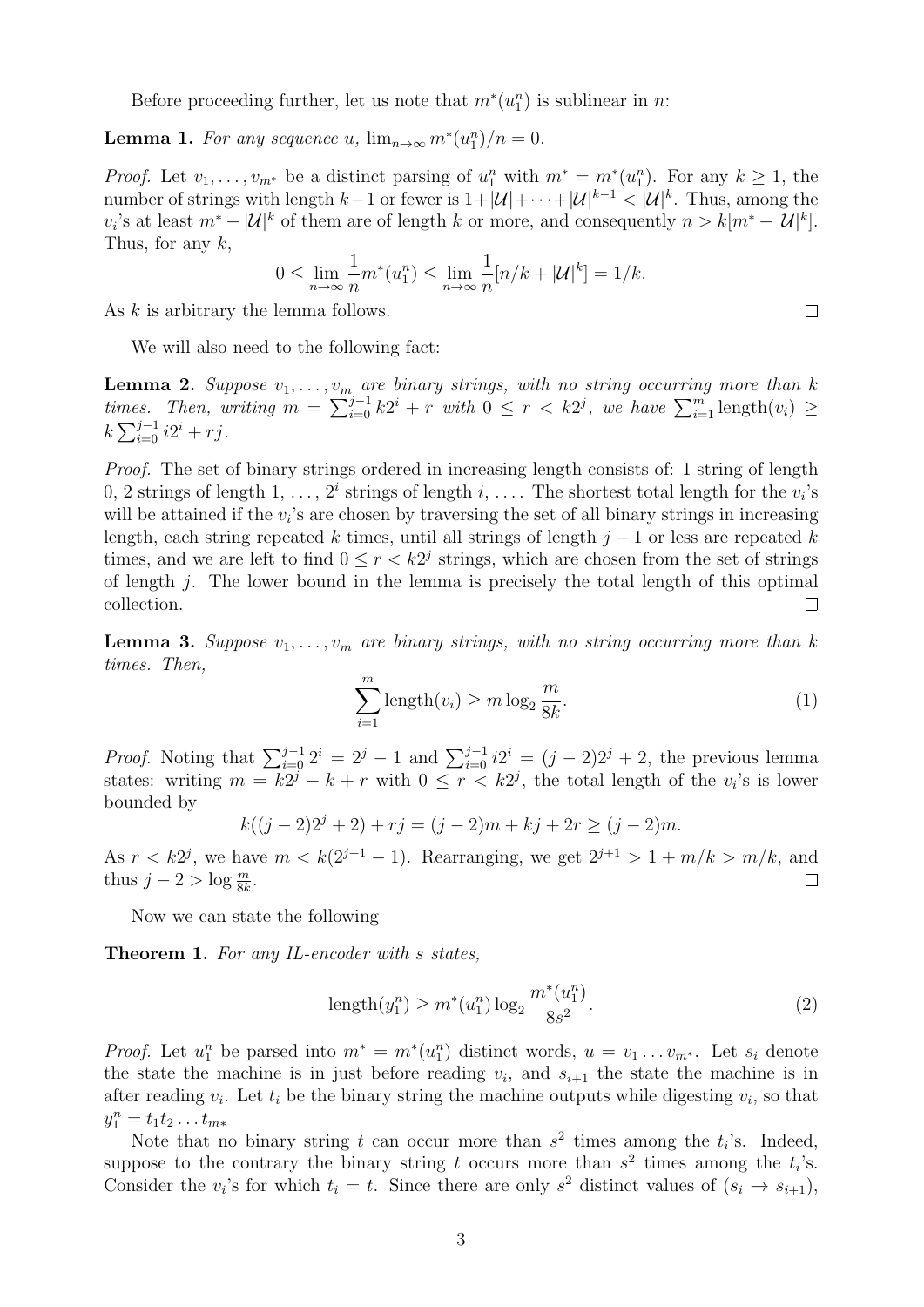Before proceeding further, let us note that $m^*(u_1^n)$ is sublinear in $n$:

**Lemma 1.** *For any sequence $u$, $\lim_{n\to\infty} m^*(u_1^n)/n = 0$.*

*Proof.* Let $v_1, \dots, v_{m^*}$ be a distinct parsing of $u_1^n$ with $m^* = m^*(u_1^n)$. For any $k \geq 1$, the number of strings with length $k-1$ or fewer is $1+|\mathcal{U}|+\cdots+|\mathcal{U}|^{k-1} < |\mathcal{U}|^k$. Thus, among the $v_i$'s at least $m^* - |\mathcal{U}|^k$ of them are of length $k$ or more, and consequently $n > k[m^* - |\mathcal{U}|^k]$. Thus, for any $k$,

$$0 \leq \lim_{n\to\infty} \frac{1}{n} m^*(u_1^n) \leq \lim_{n\to\infty} \frac{1}{n}[n/k + |\mathcal{U}|^k] = 1/k.$$

As $k$ is arbitrary the lemma follows. □

We will also need to the following fact:

**Lemma 2.** *Suppose $v_1, \dots, v_m$ are binary strings, with no string occurring more than $k$ times. Then, writing $m = \sum_{i=0}^{j-1} k2^i + r$ with $0 \leq r < k2^j$, we have $\sum_{i=1}^{m} \text{length}(v_i) \geq k\sum_{i=0}^{j-1} i2^i + rj$.*

*Proof.* The set of binary strings ordered in increasing length consists of: 1 string of length 0, 2 strings of length 1, …, $2^i$ strings of length $i$, …. The shortest total length for the $v_i$'s will be attained if the $v_i$'s are chosen by traversing the set of all binary strings in increasing length, each string repeated $k$ times, until all strings of length $j-1$ or less are repeated $k$ times, and we are left to find $0 \leq r < k2^j$ strings, which are chosen from the set of strings of length $j$. The lower bound in the lemma is precisely the total length of this optimal collection. □

**Lemma 3.** *Suppose $v_1, \dots, v_m$ are binary strings, with no string occurring more than $k$ times. Then,*

$$\sum_{i=1}^{m} \text{length}(v_i) \geq m \log_2 \frac{m}{8k}. \tag{1}$$

*Proof.* Noting that $\sum_{i=0}^{j-1} 2^i = 2^j - 1$ and $\sum_{i=0}^{j-1} i2^i = (j-2)2^j + 2$, the previous lemma states: writing $m = k2^j - k + r$ with $0 \leq r < k2^j$, the total length of the $v_i$'s is lower bounded by

$$k((j-2)2^j + 2) + rj = (j-2)m + kj + 2r \geq (j-2)m.$$

As $r < k2^j$, we have $m < k(2^{j+1} - 1)$. Rearranging, we get $2^{j+1} > 1 + m/k > m/k$, and thus $j - 2 > \log \frac{m}{8k}$. □

Now we can state the following

**Theorem 1.** *For any IL-encoder with $s$ states,*

$$\text{length}(y_1^n) \geq m^*(u_1^n) \log_2 \frac{m^*(u_1^n)}{8s^2}. \tag{2}$$

*Proof.* Let $u_1^n$ be parsed into $m^* = m^*(u_1^n)$ distinct words, $u = v_1 \dots v_{m^*}$. Let $s_i$ denote the state the machine is in just before reading $v_i$, and $s_{i+1}$ the state the machine is in after reading $v_i$. Let $t_i$ be the binary string the machine outputs while digesting $v_i$, so that $y_1^n = t_1 t_2 \dots t_{m*}$

Note that no binary string $t$ can occur more than $s^2$ times among the $t_i$'s. Indeed, suppose to the contrary the binary string $t$ occurs more than $s^2$ times among the $t_i$'s. Consider the $v_i$'s for which $t_i = t$. Since there are only $s^2$ distinct values of $(s_i \to s_{i+1})$,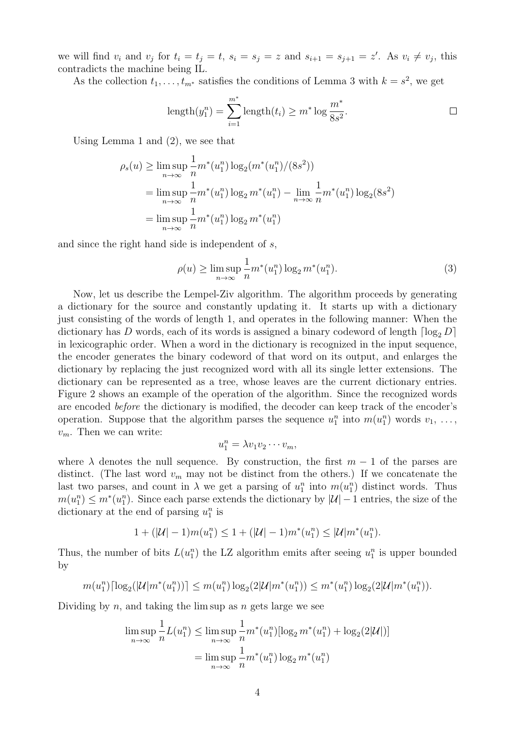we will find $v_i$ and $v_j$ for $t_i = t_j = t$, $s_i = s_j = z$ and $s_{i+1} = s_{j+1} = z'$. As $v_i \neq v_j$, this contradicts the machine being IL.

As the collection $t_1, \ldots, t_{m^*}$ satisfies the conditions of Lemma 3 with $k = s^2$, we get

$$\text{length}(y_1^n) = \sum_{i=1}^{m^*} \text{length}(t_i) \geq m^* \log \frac{m^*}{8s^2}. \qquad \square$$

Using Lemma 1 and (2), we see that

$$\begin{aligned}
\rho_s(u) &\geq \limsup_{n\to\infty} \frac{1}{n} m^*(u_1^n) \log_2(m^*(u_1^n)/(8s^2)) \\
&= \limsup_{n\to\infty} \frac{1}{n} m^*(u_1^n) \log_2 m^*(u_1^n) - \lim_{n\to\infty} \frac{1}{n} m^*(u_1^n) \log_2(8s^2) \\
&= \limsup_{n\to\infty} \frac{1}{n} m^*(u_1^n) \log_2 m^*(u_1^n)
\end{aligned}$$

and since the right hand side is independent of $s$,

$$\rho(u) \geq \limsup_{n\to\infty} \frac{1}{n} m^*(u_1^n) \log_2 m^*(u_1^n). \tag{3}$$

Now, let us describe the Lempel-Ziv algorithm. The algorithm proceeds by generating a dictionary for the source and constantly updating it. It starts up with a dictionary just consisting of the words of length 1, and operates in the following manner: When the dictionary has $D$ words, each of its words is assigned a binary codeword of length $\lceil \log_2 D \rceil$ in lexicographic order. When a word in the dictionary is recognized in the input sequence, the encoder generates the binary codeword of that word on its output, and enlarges the dictionary by replacing the just recognized word with all its single letter extensions. The dictionary can be represented as a tree, whose leaves are the current dictionary entries. Figure 2 shows an example of the operation of the algorithm. Since the recognized words are encoded *before* the dictionary is modified, the decoder can keep track of the encoder's operation. Suppose that the algorithm parses the sequence $u_1^n$ into $m(u_1^n)$ words $v_1, \ldots, v_m$. Then we can write:

$$u_1^n = \lambda v_1 v_2 \cdots v_m,$$

where $\lambda$ denotes the null sequence. By construction, the first $m-1$ of the parses are distinct. (The last word $v_m$ may not be distinct from the others.) If we concatenate the last two parses, and count in $\lambda$ we get a parsing of $u_1^n$ into $m(u_1^n)$ distinct words. Thus $m(u_1^n) \leq m^*(u_1^n)$. Since each parse extends the dictionary by $|\mathcal{U}| - 1$ entries, the size of the dictionary at the end of parsing $u_1^n$ is

$$1 + (|\mathcal{U}| - 1) m(u_1^n) \leq 1 + (|\mathcal{U}| - 1) m^*(u_1^n) \leq |\mathcal{U}| m^*(u_1^n).$$

Thus, the number of bits $L(u_1^n)$ the LZ algorithm emits after seeing $u_1^n$ is upper bounded by

$$m(u_1^n) \lceil \log_2(|\mathcal{U}| m^*(u_1^n)) \rceil \leq m(u_1^n) \log_2(2|\mathcal{U}| m^*(u_1^n)) \leq m^*(u_1^n) \log_2(2|\mathcal{U}| m^*(u_1^n)).$$

Dividing by $n$, and taking the lim sup as $n$ gets large we see

$$\begin{aligned}
\limsup_{n\to\infty} \frac{1}{n} L(u_1^n) &\leq \limsup_{n\to\infty} \frac{1}{n} m^*(u_1^n) [\log_2 m^*(u_1^n) + \log_2(2|\mathcal{U}|)] \\
&= \limsup_{n\to\infty} \frac{1}{n} m^*(u_1^n) \log_2 m^*(u_1^n)
\end{aligned}$$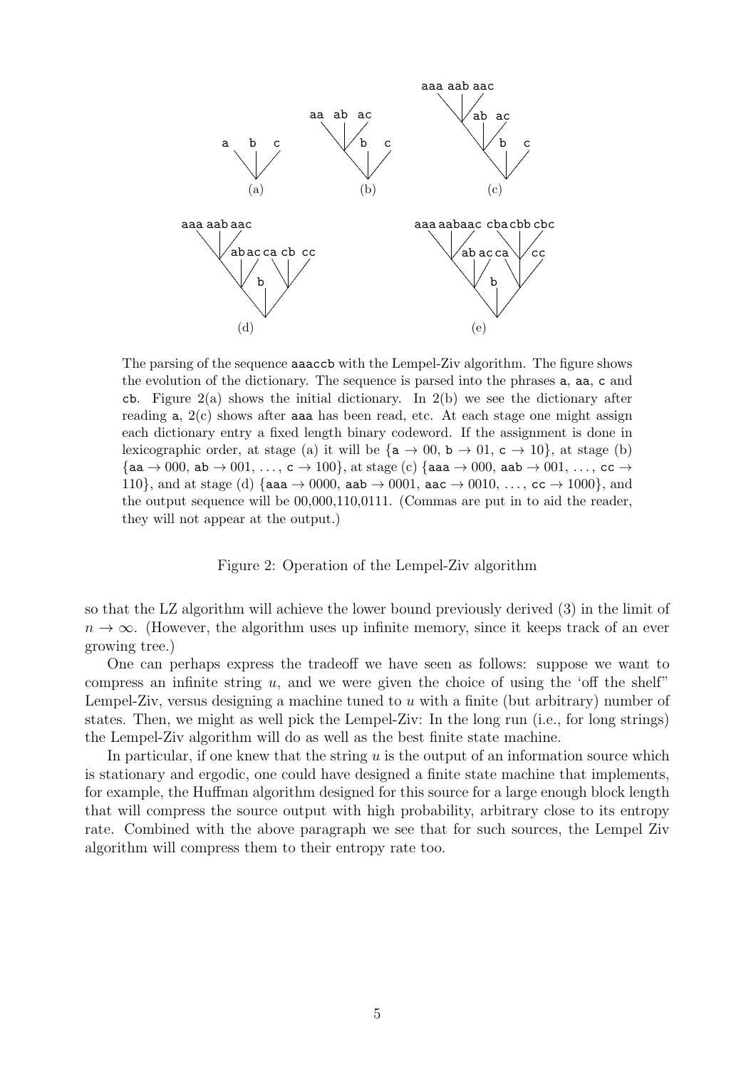a b c

(a)

aa ab ac

b c

(b)

aaa aab aac

ab ac

b c

(c)

aaa aab aac

ab ac ca cb cc

b

(d)

aaa aab aac cba cbb cbc

ab ac ca

cc

b

(e)

The parsing of the sequence aaaccb with the Lempel-Ziv algorithm. The figure shows the evolution of the dictionary. The sequence is parsed into the phrases a, aa, c and cb. Figure 2(a) shows the initial dictionary. In 2(b) we see the dictionary after reading a, 2(c) shows after aaa has been read, etc. At each stage one might assign each dictionary entry a fixed length binary codeword. If the assignment is done in lexicographic order, at stage (a) it will be $\{\texttt{a} \to 00, \texttt{b} \to 01, \texttt{c} \to 10\}$, at stage (b) $\{\texttt{aa} \to 000, \texttt{ab} \to 001, \ldots, \texttt{c} \to 100\}$, at stage (c) $\{\texttt{aaa} \to 000, \texttt{aab} \to 001, \ldots, \texttt{cc} \to 110\}$, and at stage (d) $\{\texttt{aaa} \to 0000, \texttt{aab} \to 0001, \texttt{aac} \to 0010, \ldots, \texttt{cc} \to 1000\}$, and the output sequence will be 00,000,110,0111. (Commas are put in to aid the reader, they will not appear at the output.)

Figure 2: Operation of the Lempel-Ziv algorithm

so that the LZ algorithm will achieve the lower bound previously derived (3) in the limit of $n \to \infty$. (However, the algorithm uses up infinite memory, since it keeps track of an ever growing tree.)

One can perhaps express the tradeoff we have seen as follows: suppose we want to compress an infinite string $u$, and we were given the choice of using the 'off the shelf" Lempel-Ziv, versus designing a machine tuned to $u$ with a finite (but arbitrary) number of states. Then, we might as well pick the Lempel-Ziv: In the long run (i.e., for long strings) the Lempel-Ziv algorithm will do as well as the best finite state machine.

In particular, if one knew that the string $u$ is the output of an information source which is stationary and ergodic, one could have designed a finite state machine that implements, for example, the Huffman algorithm designed for this source for a large enough block length that will compress the source output with high probability, arbitrary close to its entropy rate. Combined with the above paragraph we see that for such sources, the Lempel Ziv algorithm will compress them to their entropy rate too.